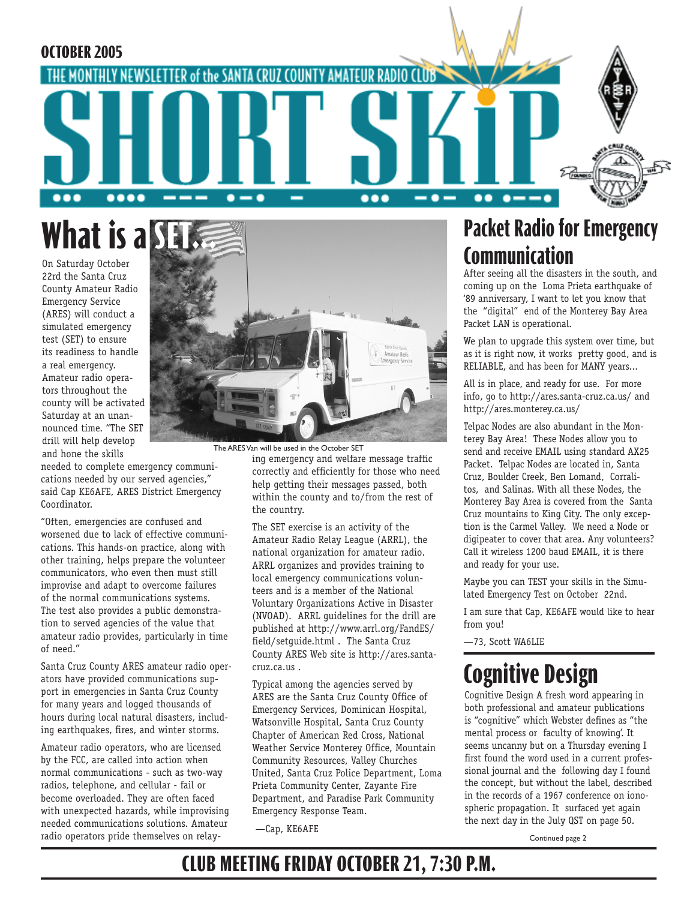OCTOBER 2005

THE MONTHLY NEWSLETTER of the SANTA CRUZ COUNTY AMATEUR RADIO CLUB

# SHORT SKIP

## What is a SET...

On Saturday October 22rd the Santa Cruz County Amateur Radio Emergency Service (ARES) will conduct a simulated emergency test (SET) to ensure its readiness to handle a real emergency. Amateur radio operators throughout the county will be activated Saturday at an unannounced time. "The SET drill will help develop and hone the skills needed to complete emergency communications needed by our served agencies," said Cap KE6AFE, ARES District Emergency Coordinator.

The ARES Van will be used in the October SET

"Often, emergencies are confused and worsened due to lack of effective communications. This hands-on practice, along with other training, helps prepare the volunteer communicators, who even then must still improvise and adapt to overcome failures of the normal communications systems. The test also provides a public demonstration to served agencies of the value that amateur radio provides, particularly in time of need."

Santa Cruz County ARES amateur radio operators have provided communications support in emergencies in Santa Cruz County for many years and logged thousands of hours during local natural disasters, including earthquakes, fires, and winter storms.

Amateur radio operators, who are licensed by the FCC, are called into action when normal communications - such as two-way radios, telephone, and cellular - fail or become overloaded. They are often faced with unexpected hazards, while improvising needed communications solutions. Amateur radio operators pride themselves on relaying emergency and welfare message traffic correctly and efficiently for those who need help getting their messages passed, both within the county and to/from the rest of the country.

The SET exercise is an activity of the Amateur Radio Relay League (ARRL), the national organization for amateur radio. ARRL organizes and provides training to local emergency communications volunteers and is a member of the National Voluntary Organizations Active in Disaster (NVOAD). ARRL guidelines for the drill are published at http://www.arrl.org/FandES/field/setguide.html . The Santa Cruz County ARES Web site is http://ares.santa-cruz.ca.us .

Typical among the agencies served by ARES are the Santa Cruz County Office of Emergency Services, Dominican Hospital, Watsonville Hospital, Santa Cruz County Chapter of American Red Cross, National Weather Service Monterey Office, Mountain Community Resources, Valley Churches United, Santa Cruz Police Department, Loma Prieta Community Center, Zayante Fire Department, and Paradise Park Community Emergency Response Team.

—Cap, KE6AFE

## Packet Radio for Emergency Communication

After seeing all the disasters in the south, and coming up on the Loma Prieta earthquake of '89 anniversary, I want to let you know that the "digital" end of the Monterey Bay Area Packet LAN is operational.

We plan to upgrade this system over time, but as it is right now, it works pretty good, and is RELIABLE, and has been for MANY years...

All is in place, and ready for use. For more info, go to http://ares.santa-cruz.ca.us/ and http://ares.monterey.ca.us/

Telpac Nodes are also abundant in the Monterey Bay Area! These Nodes allow you to send and receive EMAIL using standard AX25 Packet. Telpac Nodes are located in, Santa Cruz, Boulder Creek, Ben Lomand, Corralitos, and Salinas. With all these Nodes, the Monterey Bay Area is covered from the Santa Cruz mountains to King City. The only exception is the Carmel Valley. We need a Node or digipeater to cover that area. Any volunteers? Call it wireless 1200 baud EMAIL, it is there and ready for your use.

Maybe you can TEST your skills in the Simulated Emergency Test on October 22nd.

I am sure that Cap, KE6AFE would like to hear from you!

—73, Scott WA6LIE

## Cognitive Design

Cognitive Design A fresh word appearing in both professional and amateur publications is "cognitive" which Webster defines as "the mental process or faculty of knowing'. It seems uncanny but on a Thursday evening I first found the word used in a current professional journal and the following day I found the concept, but without the label, described in the records of a 1967 conference on ionospheric propagation. It surfaced yet again the next day in the July QST on page 50.

Continued page 2

**CLUB MEETING FRIDAY OCTOBER 21, 7:30 P.M.**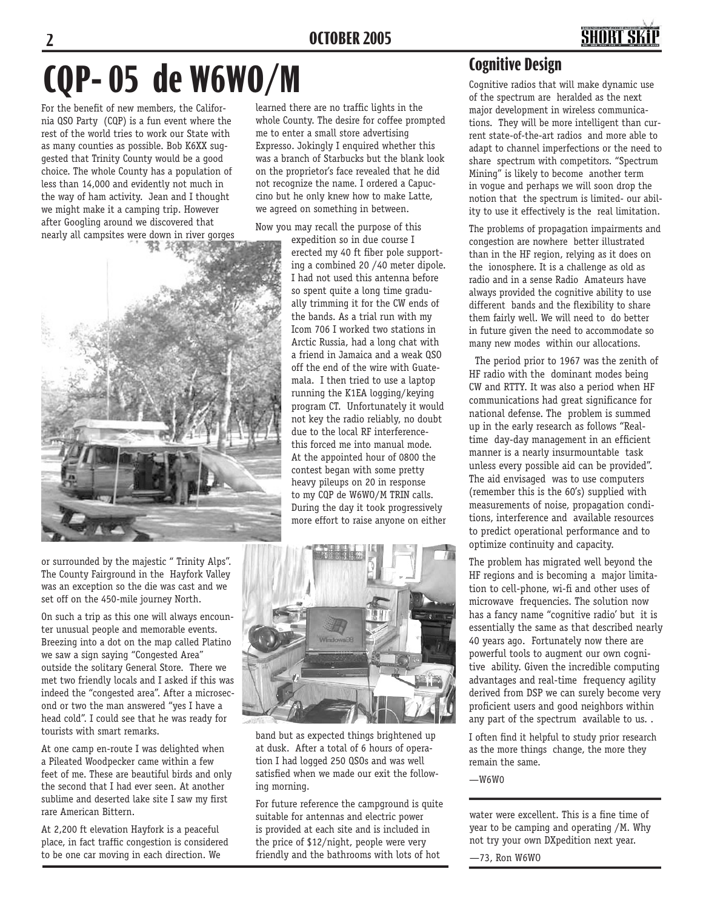# CQP- 05 de W6WO/M

For the benefit of new members, the California QSO Party (CQP) is a fun event where the rest of the world tries to work our State with as many counties as possible. Bob K6XX suggested that Trinity County would be a good choice. The whole County has a population of less than 14,000 and evidently not much in the way of ham activity. Jean and I thought we might make it a camping trip. However after Googling around we discovered that nearly all campsites were down in river gorges or surrounded by the majestic " Trinity Alps". The County Fairground in the Hayfork Valley was an exception so the die was cast and we set off on the 450-mile journey North.

On such a trip as this one will always encounter unusual people and memorable events. Breezing into a dot on the map called Platino we saw a sign saying "Congested Area" outside the solitary General Store. There we met two friendly locals and I asked if this was indeed the "congested area". After a microsecond or two the man answered "yes I have a head cold". I could see that he was ready for tourists with smart remarks.

At one camp en-route I was delighted when a Pileated Woodpecker came within a few feet of me. These are beautiful birds and only the second that I had ever seen. At another sublime and deserted lake site I saw my first rare American Bittern.

At 2,200 ft elevation Hayfork is a peaceful place, in fact traffic congestion is considered to be one car moving in each direction. We learned there are no traffic lights in the whole County. The desire for coffee prompted me to enter a small store advertising Expresso. Jokingly I enquired whether this was a branch of Starbucks but the blank look on the proprietor's face revealed that he did not recognize the name. I ordered a Capuccino but he only knew how to make Latte, we agreed on something in between.

Now you may recall the purpose of this expedition so in due course I erected my 40 ft fiber pole supporting a combined 20 /40 meter dipole. I had not used this antenna before so spent quite a long time gradually trimming it for the CW ends of the bands. As a trial run with my Icom 706 I worked two stations in Arctic Russia, had a long chat with a friend in Jamaica and a weak QSO off the end of the wire with Guatemala. I then tried to use a laptop running the K1EA logging/keying program CT. Unfortunately it would not key the radio reliably, no doubt due to the local RF interference- this forced me into manual mode. At the appointed hour of 0800 the contest began with some pretty heavy pileups on 20 in response to my CQP de W6WO/M TRIN calls. During the day it took progressively more effort to raise anyone on either band but as expected things brightened up at dusk. After a total of 6 hours of operation I had logged 250 QSOs and was well satisfied when we made our exit the following morning.

For future reference the campground is quite suitable for antennas and electric power is provided at each site and is included in the price of $12/night, people were very friendly and the bathrooms with lots of hot water were excellent. This is a fine time of year to be camping and operating /M. Why not try your own DXpedition next year.

—73, Ron W6WO

## Cognitive Design

Cognitive radios that will make dynamic use of the spectrum are heralded as the next major development in wireless communications. They will be more intelligent than current state-of-the-art radios and more able to adapt to channel imperfections or the need to share spectrum with competitors. "Spectrum Mining" is likely to become another term in vogue and perhaps we will soon drop the notion that the spectrum is limited- our ability to use it effectively is the real limitation.

The problems of propagation impairments and congestion are nowhere better illustrated than in the HF region, relying as it does on the ionosphere. It is a challenge as old as radio and in a sense Radio Amateurs have always provided the cognitive ability to use different bands and the flexibility to share them fairly well. We will need to do better in future given the need to accommodate so many new modes within our allocations.

The period prior to 1967 was the zenith of HF radio with the dominant modes being CW and RTTY. It was also a period when HF communications had great significance for national defense. The problem is summed up in the early research as follows "Real-time day-day management in an efficient manner is a nearly insurmountable task unless every possible aid can be provided". The aid envisaged was to use computers (remember this is the 60's) supplied with measurements of noise, propagation conditions, interference and available resources to predict operational performance and to optimize continuity and capacity.

The problem has migrated well beyond the HF regions and is becoming a major limitation to cell-phone, wi-fi and other uses of microwave frequencies. The solution now has a fancy name "cognitive radio' but it is essentially the same as that described nearly 40 years ago. Fortunately now there are powerful tools to augment our own cognitive ability. Given the incredible computing advantages and real-time frequency agility derived from DSP we can surely become very proficient users and good neighbors within any part of the spectrum available to us. .

I often find it helpful to study prior research as the more things change, the more they remain the same.

—W6WO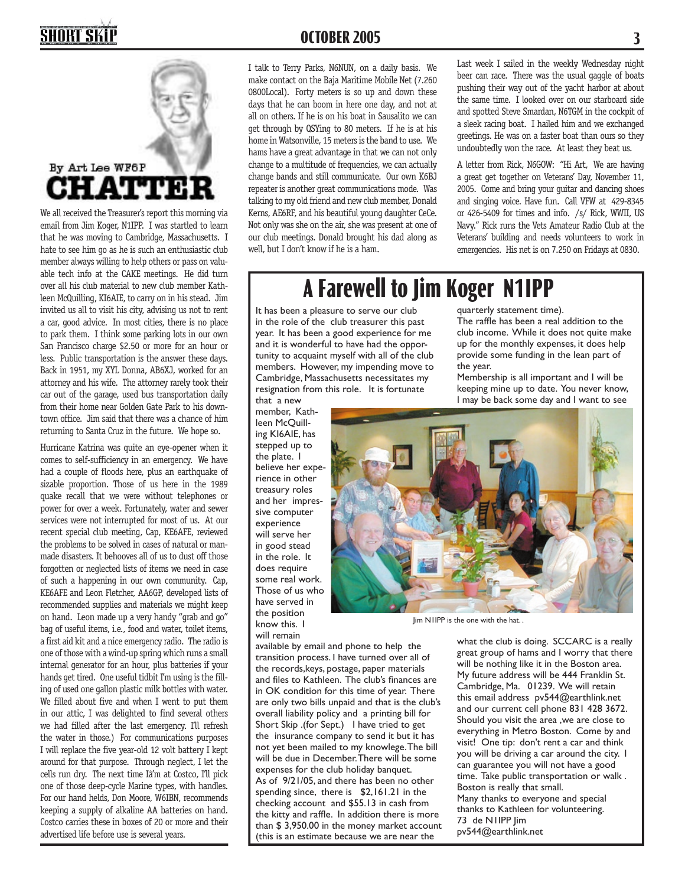## CHATTER

By Art Lee WF6P

We all received the Treasurer's report this morning via email from Jim Koger, N1IPP. I was startled to learn that he was moving to Cambridge, Massachusetts. I hate to see him go as he is such an enthusiastic club member always willing to help others or pass on valuable tech info at the CAKE meetings. He did turn over all his club material to new club member Kathleen McQuilling, KI6AIE, to carry on in his stead. Jim invited us all to visit his city, advising us not to rent a car, good advice. In most cities, there is no place to park them. I think some parking lots in our own San Francisco charge $2.50 or more for an hour or less. Public transportation is the answer these days. Back in 1951, my XYL Donna, AB6XJ, worked for an attorney and his wife. The attorney rarely took their car out of the garage, used bus transportation daily from their home near Golden Gate Park to his downtown office. Jim said that there was a chance of him returning to Santa Cruz in the future. We hope so.

Hurricane Katrina was quite an eye-opener when it comes to self-sufficiency in an emergency. We have had a couple of floods here, plus an earthquake of sizable proportion. Those of us here in the 1989 quake recall that we were without telephones or power for over a week. Fortunately, water and sewer services were not interrupted for most of us. At our recent special club meeting, Cap, KE6AFE, reviewed the problems to be solved in cases of natural or man-made disasters. It behooves all of us to dust off those forgotten or neglected lists of items we need in case of such a happening in our own community. Cap, KE6AFE and Leon Fletcher, AA6GP, developed lists of recommended supplies and materials we might keep on hand. Leon made up a very handy "grab and go" bag of useful items, i.e., food and water, toilet items, a first aid kit and a nice emergency radio. The radio is one of those with a wind-up spring which runs a small internal generator for an hour, plus batteries if your hands get tired. One useful tidbit I'm using is the filling of used one gallon plastic milk bottles with water. We filled about five and when I went to put them in our attic, I was delighted to find several others we had filled after the last emergency. I'll refresh the water in those.) For communications purposes I will replace the five year-old 12 volt battery I kept around for that purpose. Through neglect, I let the cells run dry. The next time Iá'm at Costco, I'll pick one of those deep-cycle Marine types, with handles. For our hand helds, Don Moore, W6IBN, recommends keeping a supply of alkaline AA batteries on hand. Costco carries these in boxes of 20 or more and their advertised life before use is several years.

I talk to Terry Parks, N6NUN, on a daily basis. We make contact on the Baja Maritime Mobile Net (7.260 0800Local). Forty meters is so up and down these days that he can boom in here one day, and not at all on others. If he is on his boat in Sausalito we can get through by QSYing to 80 meters. If he is at his home in Watsonville, 15 meters is the band to use. We hams have a great advantage in that we can not only change to a multitude of frequencies, we can actually change bands and still communicate. Our own K6BJ repeater is another great communications mode. Was talking to my old friend and new club member, Donald Kerns, AE6RF, and his beautiful young daughter CeCe. Not only was she on the air, she was present at one of our club meetings. Donald brought his dad along as well, but I don't know if he is a ham.

Last week I sailed in the weekly Wednesday night beer can race. There was the usual gaggle of boats pushing their way out of the yacht harbor at about the same time. I looked over on our starboard side and spotted Steve Smardan, N6TGM in the cockpit of a sleek racing boat. I hailed him and we exchanged greetings. He was on a faster boat than ours so they undoubtedly won the race. At least they beat us.

A letter from Rick, N6GOW: "Hi Art, We are having a great get together on Veterans' Day, November 11, 2005. Come and bring your guitar and dancing shoes and singing voice. Have fun. Call VFW at 429-8345 or 426-5409 for times and info. /s/ Rick, WWII, US Navy." Rick runs the Vets Amateur Radio Club at the Veterans' building and needs volunteers to work in emergencies. His net is on 7.250 on Fridays at 0830.

# A Farewell to Jim Koger N1IPP

It has been a pleasure to serve our club in the role of the club treasurer this past year. It has been a good experience for me and it is wonderful to have had the opportunity to acquaint myself with all of the club members. However, my impending move to Cambridge, Massachusetts necessitates my resignation from this role. It is fortunate that a new member, Kathleen McQuilling KI6AIE, has stepped up to the plate. I believe her experience in other treasury roles and her impressive computer experience will serve her in good stead in the role. It does require some real work. Those of us who have served in the position know this. I will remain available by email and phone to help the transition process. I have turned over all of the records,keys, postage, paper materials and files to Kathleen. The club's finances are in OK condition for this time of year. There are only two bills unpaid and that is the club's overall liability policy and a printing bill for Short Skip .(for Sept.) I have tried to get the insurance company to send it but it has not yet been mailed to my knowlege.The bill will be due in December.There will be some expenses for the club holiday banquet.

As of 9/21/05, and there has been no other spending since, there is $2,161.21 in the checking account and $55.13 in cash from the kitty and raffle. In addition there is more than $ 3,950.00 in the money market account (this is an estimate because we are near the quarterly statement time).

The raffle has been a real addition to the club income. While it does not quite make up for the monthly expenses, it does help provide some funding in the lean part of the year.

Membership is all important and I will be keeping mine up to date. You never know, I may be back some day and I want to see what the club is doing. SCCARC is a really great group of hams and I worry that there will be nothing like it in the Boston area.

Jim N1IPP is the one with the hat. .

My future address will be 444 Franklin St. Cambridge, Ma. 01239. We will retain this email address pv544@earthlink.net and our current cell phone 831 428 3672. Should you visit the area ,we are close to everything in Metro Boston. Come by and visit! One tip: don't rent a car and think you will be driving a car around the city. I can guarantee you will not have a good time. Take public transportation or walk . Boston is really that small.

Many thanks to everyone and special thanks to Kathleen for volunteering.

73 de N1IPP Jim
pv544@earthlink.net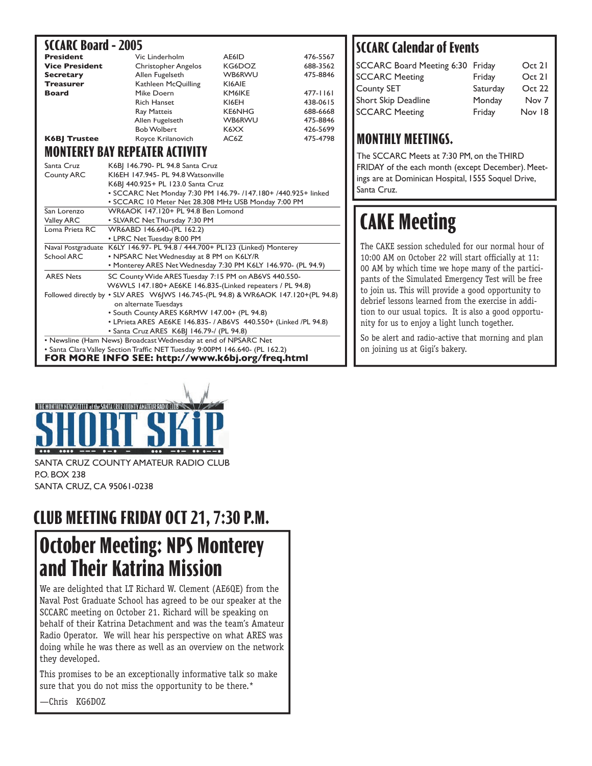## SCCARC Board - 2005

| | | | |
|---|---|---|---|
| **President** | Vic Linderholm | AE6ID | 476-5567 |
| **Vice President** | Christopher Angelos | KG6DOZ | 688-3562 |
| **Secretary** | Allen Fugelseth | WB6RWU | 475-8846 |
| **Treasurer** | Kathleen McQuilling | KI6AIE | |
| **Board** | Mike Doern | KM6IKE | 477-1161 |
| | Rich Hanset | KI6EH | 438-0615 |
| | Ray Matteis | KE6NHG | 688-6668 |
| | Allen Fugelseth | WB6RWU | 475-8846 |
| | Bob Wolbert | K6XX | 426-5699 |
| **K6BJ Trustee** | Royce Krilanovich | AC6Z | 475-4798 |

## MONTEREY BAY REPEATER ACTIVITY

| | |
|---|---|
| Santa Cruz County ARC | K6BJ 146.790- PL 94.8 Santa Cruz<br>KI6EH 147.945- PL 94.8 Watsonville<br>K6BJ 440.925+ PL 123.0 Santa Cruz<br>• SCCARC Net Monday 7:30 PM 146.79- /147.180+ /440.925+ linked<br>• SCCARC 10 Meter Net 28.308 MHz USB Monday 7:00 PM |
| San Lorenzo Valley ARC | WR6AOK 147.120+ PL 94.8 Ben Lomond<br>• SLVARC Net Thursday 7:30 PM |
| Loma Prieta RC | WR6ABD 146.640-(PL 162.2)<br>• LPRC Net Tuesday 8:00 PM |
| Naval Postgraduate School ARC | K6LY 146.97- PL 94.8 / 444.700+ PL123 (Linked) Monterey<br>• NPSARC Net Wednesday at 8 PM on K6LY/R<br>• Monterey ARES Net Wednesday 7:30 PM K6LY 146.970- (PL 94.9) |
| ARES Nets | SC County Wide ARES Tuesday 7:15 PM on AB6VS 440.550-<br>W6WLS 147.180+ AE6KE 146.835-(Linked repeaters / PL 94.8) |
| Followed directly by | • SLV ARES W6JWS 146.745-(PL 94.8) & WR6AOK 147.120+(PL 94.8) on alternate Tuesdays<br>• South County ARES K6RMW 147.00+ (PL 94.8)<br>• LPrieta ARES AE6KE 146.835- / AB6VS 440.550+ (Linked /PL 94.8)<br>• Santa Cruz ARES K6BJ 146.79-/ (PL 94.8) |

• Newsline (Ham News) Broadcast Wednesday at end of NPSARC Net
• Santa Clara Valley Section Traffic NET Tuesday 9:00PM 146.640- (PL 162.2)

**FOR MORE INFO SEE: http://www.k6bj.org/freq.html**

## SCCARC Calendar of Events

| | | |
|---|---|---|
| SCCARC Board Meeting 6:30 | Friday | Oct 21 |
| SCCARC Meeting | Friday | Oct 21 |
| County SET | Saturday | Oct 22 |
| Short Skip Deadline | Monday | Nov 7 |
| SCCARC Meeting | Friday | Nov 18 |

## MONTHLY MEETINGS.

The SCCARC Meets at 7:30 PM, on the THIRD FRIDAY of the each month (except December). Meetings are at Dominican Hospital, 1555 Soquel Drive, Santa Cruz.

## CAKE Meeting

The CAKE session scheduled for our normal hour of 10:00 AM on October 22 will start officially at 11:00 AM by which time we hope many of the participants of the Simulated Emergency Test will be free to join us. This will provide a good opportunity to debrief lessons learned from the exercise in addition to our usual topics. It is also a good opportunity for us to enjoy a light lunch together.

So be alert and radio-active that morning and plan on joining us at Gigi's bakery.

THE MONTHLY NEWSLETTER of the SANTA CRUZ COUNTY AMATEUR RADIO CLUB

SHORT SKiP

SANTA CRUZ COUNTY AMATEUR RADIO CLUB
P.O. BOX 238
SANTA CRUZ, CA 95061-0238

## CLUB MEETING FRIDAY OCT 21, 7:30 P.M.

## October Meeting: NPS Monterey and Their Katrina Mission

We are delighted that LT Richard W. Clement (AE6QE) from the Naval Post Graduate School has agreed to be our speaker at the SCCARC meeting on October 21. Richard will be speaking on behalf of their Katrina Detachment and was the team's Amateur Radio Operator. We will hear his perspective on what ARES was doing while he was there as well as an overview on the network they developed.

This promises to be an exceptionally informative talk so make sure that you do not miss the opportunity to be there.*

—Chris KG6DOZ